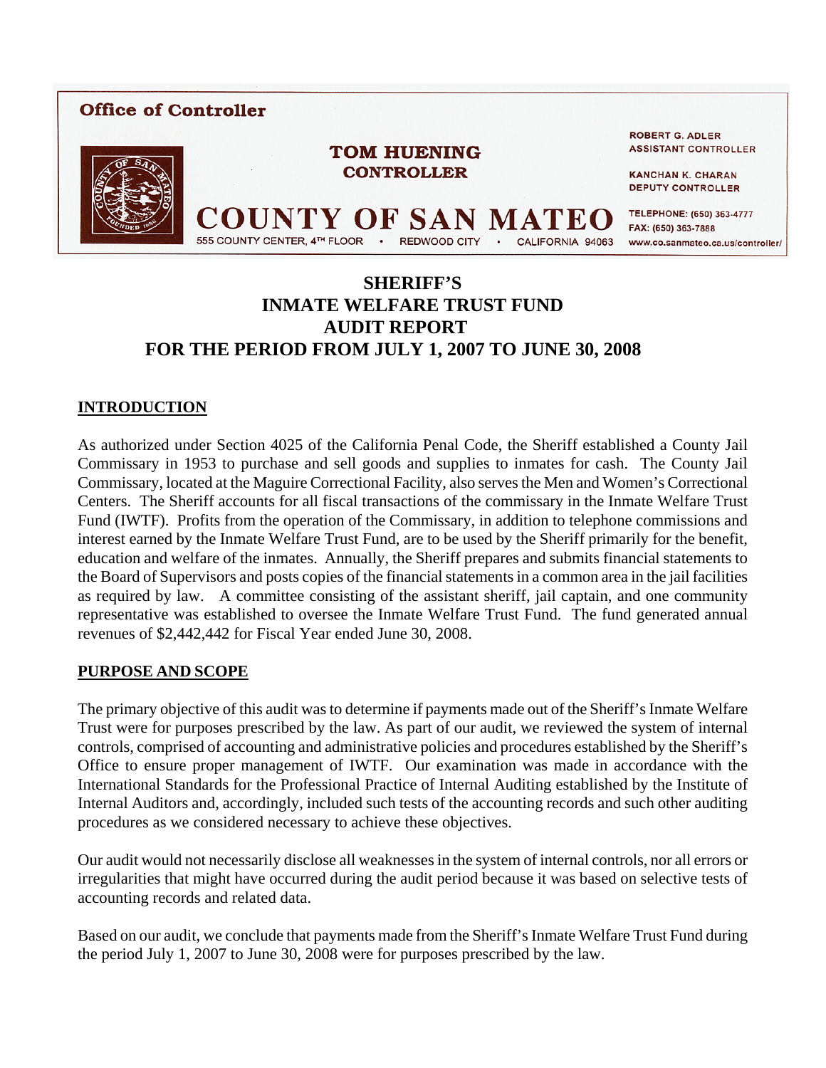**Office of Controller**

**TOM HUENING**
**CONTROLLER**

**COUNTY OF SAN MATEO**

555 COUNTY CENTER, 4TH FLOOR • REDWOOD CITY • CALIFORNIA 94063

ROBERT G. ADLER
ASSISTANT CONTROLLER

KANCHAN K. CHARAN
DEPUTY CONTROLLER

TELEPHONE: (650) 363-4777
FAX: (650) 363-7888
www.co.sanmateo.ca.us/controller/

# SHERIFF'S INMATE WELFARE TRUST FUND AUDIT REPORT FOR THE PERIOD FROM JULY 1, 2007 TO JUNE 30, 2008

## INTRODUCTION

As authorized under Section 4025 of the California Penal Code, the Sheriff established a County Jail Commissary in 1953 to purchase and sell goods and supplies to inmates for cash. The County Jail Commissary, located at the Maguire Correctional Facility, also serves the Men and Women's Correctional Centers. The Sheriff accounts for all fiscal transactions of the commissary in the Inmate Welfare Trust Fund (IWTF). Profits from the operation of the Commissary, in addition to telephone commissions and interest earned by the Inmate Welfare Trust Fund, are to be used by the Sheriff primarily for the benefit, education and welfare of the inmates. Annually, the Sheriff prepares and submits financial statements to the Board of Supervisors and posts copies of the financial statements in a common area in the jail facilities as required by law. A committee consisting of the assistant sheriff, jail captain, and one community representative was established to oversee the Inmate Welfare Trust Fund. The fund generated annual revenues of $2,442,442 for Fiscal Year ended June 30, 2008.

## PURPOSE AND SCOPE

The primary objective of this audit was to determine if payments made out of the Sheriff's Inmate Welfare Trust were for purposes prescribed by the law. As part of our audit, we reviewed the system of internal controls, comprised of accounting and administrative policies and procedures established by the Sheriff's Office to ensure proper management of IWTF. Our examination was made in accordance with the International Standards for the Professional Practice of Internal Auditing established by the Institute of Internal Auditors and, accordingly, included such tests of the accounting records and such other auditing procedures as we considered necessary to achieve these objectives.

Our audit would not necessarily disclose all weaknesses in the system of internal controls, nor all errors or irregularities that might have occurred during the audit period because it was based on selective tests of accounting records and related data.

Based on our audit, we conclude that payments made from the Sheriff's Inmate Welfare Trust Fund during the period July 1, 2007 to June 30, 2008 were for purposes prescribed by the law.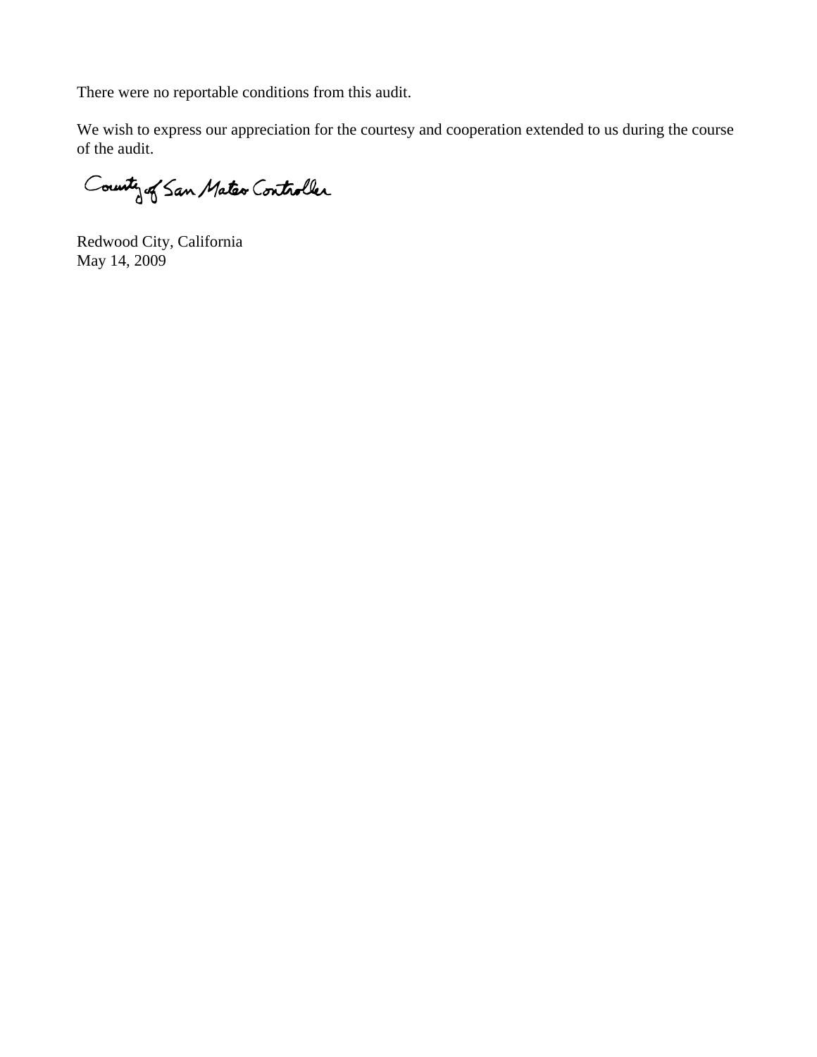There were no reportable conditions from this audit.

We wish to express our appreciation for the courtesy and cooperation extended to us during the course of the audit.

County of San Mateo Controller

Redwood City, California
May 14, 2009